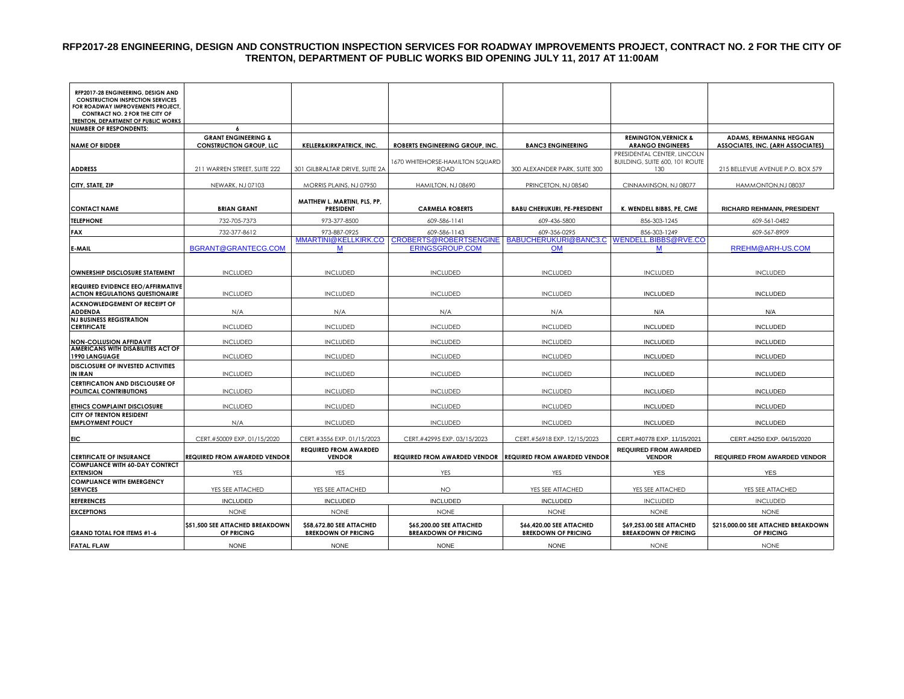# RFP2017-28 ENGINEERING, DESIGN AND CONSTRUCTION INSPECTION SERVICES FOR ROADWAY IMPROVEMENTS PROJECT, CONTRACT NO. 2 FOR THE CITY OF TRENTON, DEPARTMENT OF PUBLIC WORKS BID OPENING JULY 11, 2017 AT 11:00AM

| RFP2017-28 ENGINEERING, DESIGN AND CONSTRUCTION INSPECTION SERVICES FOR ROADWAY IMPROVEMENTS PROJECT, CONTRACT NO. 2 FOR THE CITY OF TRENTON, DEPARTMENT OF PUBLIC WORKS | | | | | | |
|---|---|---|---|---|---|---|
| NUMBER OF RESPONDENTS: | 6 | | | | | |
| NAME OF BIDDER | GRANT ENGINEERING & CONSTRUCTION GROUP, LLC | KELLER&KIRKPATRICK, INC. | ROBERTS ENGINEERING GROUP, INC. | BANC3 ENGINEERING | REMINGTON,VERNICK & ARANGO ENGINEERS | ADAMS, REHMANN& HEGGAN ASSOCIATES, INC. (ARH ASSOCIATES) |
| ADDRESS | 211 WARREN STREET, SUITE 222 | 301 GILBRALTAR DRIVE, SUITE 2A | 1670 WHITEHORSE-HAMILTON SQUARD ROAD | 300 ALEXANDER PARK, SUITE 300 | PRESIDENTAL CENTER, LINCOLN BUILDING, SUITE 600, 101 ROUTE 130 | 215 BELLEVUE AVENUE P.O. BOX 579 |
| CITY, STATE, ZIP | NEWARK, NJ 07103 | MORRIS PLAINS, NJ 07950 | HAMILTON, NJ 08690 | PRINCETON, NJ 08540 | CINNAMINSON, NJ 08077 | HAMMONTON,NJ 08037 |
| CONTACT NAME | BRIAN GRANT | MATTHEW L. MARTINI, PLS, PP, PRESIDENT | CARMELA ROBERTS | BABU CHERUKURI, PE-PRESIDENT | K. WENDELL BIBBS, PE, CME | RICHARD REHMANN, PRESIDENT |
| TELEPHONE | 732-705-7373 | 973-377-8500 | 609-586-1141 | 609-436-5800 | 856-303-1245 | 609-561-0482 |
| FAX | 732-377-8612 | 973-887-0925 | 609-586-1143 | 609-356-0295 | 856-303-1249 | 609-567-8909 |
| E-MAIL | BGRANT@GRANTECG.COM | MMARTINI@KELLKIRK.COM | CROBERTS@ROBERTSENGINEERINGSGROUP.COM | BABUCHERUKURI@BANC3.COM | WENDELL.BIBBS@RVE.COM | RREHM@ARH-US.COM |
| OWNERSHIP DISCLOSURE STATEMENT | INCLUDED | INCLUDED | INCLUDED | INCLUDED | INCLUDED | INCLUDED |
| REQUIRED EVIDENCE EEO/AFFIRMATIVE ACTION REGULATIONS QUESTIONAIRE | INCLUDED | INCLUDED | INCLUDED | INCLUDED | INCLUDED | INCLUDED |
| ACKNOWLEDGEMENT OF RECEIPT OF ADDENDA | N/A | N/A | N/A | N/A | N/A | N/A |
| NJ BUSINESS REGISTRATION CERTIFICATE | INCLUDED | INCLUDED | INCLUDED | INCLUDED | INCLUDED | INCLUDED |
| NON-COLLUSION AFFIDAVIT | INCLUDED | INCLUDED | INCLUDED | INCLUDED | INCLUDED | INCLUDED |
| AMERICANS WITH DISABILITIES ACT OF 1990 LANGUAGE | INCLUDED | INCLUDED | INCLUDED | INCLUDED | INCLUDED | INCLUDED |
| DISCLOSURE OF INVESTED ACTIVITIES IN IRAN | INCLUDED | INCLUDED | INCLUDED | INCLUDED | INCLUDED | INCLUDED |
| CERTIFICATION AND DISCLOUSRE OF POLITICAL CONTRIBUTIONS | INCLUDED | INCLUDED | INCLUDED | INCLUDED | INCLUDED | INCLUDED |
| ETHICS COMPLAINT DISCLOSURE | INCLUDED | INCLUDED | INCLUDED | INCLUDED | INCLUDED | INCLUDED |
| CITY OF TRENTON RESIDENT EMPLOYMENT POLICY | N/A | INCLUDED | INCLUDED | INCLUDED | INCLUDED | INCLUDED |
| EIC | CERT.#50009 EXP. 01/15/2020 | CERT.#3556 EXP. 01/15/2023 | CERT.#42995 EXP. 03/15/2023 | CERT.#56918 EXP. 12/15/2023 | CERT.#40778 EXP. 11/15/2021 | CERT.#4250 EXP. 04/15/2020 |
| CERTIFICATE OF INSURANCE | REQUIRED FROM AWARDED VENDOR | REQUIRED FROM AWARDED VENDOR | REQUIRED FROM AWARDED VENDOR | REQUIRED FROM AWARDED VENDOR | REQUIRED FROM AWARDED VENDOR | REQUIRED FROM AWARDED VENDOR |
| COMPLIANCE WITH 60-DAY CONTRCT EXTENSION | YES | YES | YES | YES | YES | YES |
| COMPLIANCE WITH EMERGENCY SERVICES | YES SEE ATTACHED | YES SEE ATTACHED | NO | YES SEE ATTACHED | YES SEE ATTACHED | YES SEE ATTACHED |
| REFERENCES | INCLUDED | INCLUDED | INCLUDED | INCLUDED | INCLUDED | INCLUDED |
| EXCEPTIONS | NONE | NONE | NONE | NONE | NONE | NONE |
| GRAND TOTAL FOR ITEMS #1-6 | $51,500 SEE ATTACHED BREAKDOWN OF PRICING | $58,672.80 SEE ATTACHED BREKDOWN OF PRICING | $65,200.00 SEE ATTACHED BREAKDOWN OF PRICING | $66,420.00 SEE ATTACHED BREKDOWN OF PRICING | $69,253.00 SEE ATTACHED BREAKDOWN OF PRICING | $215,000.00 SEE ATTACHED BREAKDOWN OF PRICING |
| FATAL FLAW | NONE | NONE | NONE | NONE | NONE | NONE |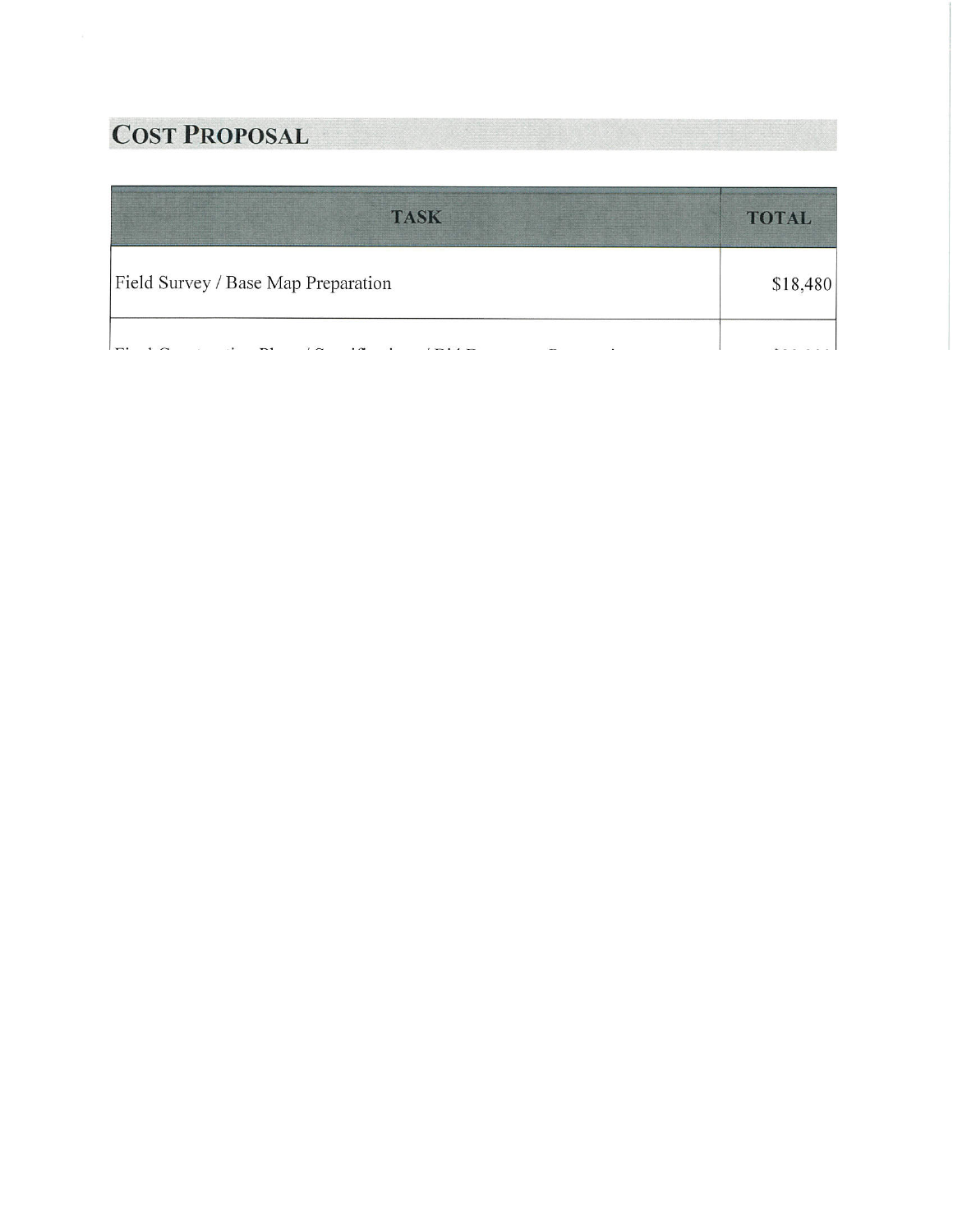## Cost Proposal

| TASK | TOTAL |
|---|---|
| Field Survey / Base Map Preparation | $18,480 |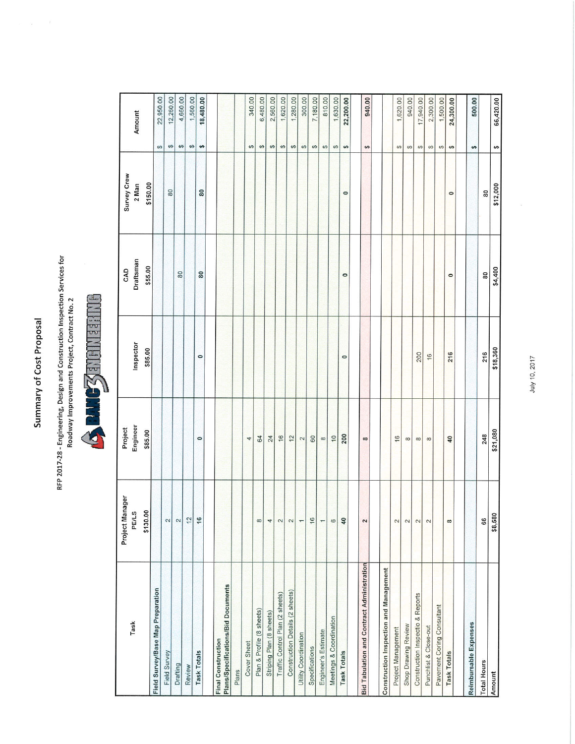# Summary of Cost Proposal

RFP 2017-28 - Engineering, Design and Construction Inspection Services for Roadway Improvements Project, Contract No. 2

BANC3 ENGINEERING

| Task | Project Manager PE/LS $130.00 | Project Engineer $85.00 | Inspector $85.00 | CAD Draftsman $55.00 | Survey Crew 2 Man $150.00 | Amount |
|---|---|---|---|---|---|---|
| **Field Survey/Base Map Preparation** | | | | | | |
| Field Survey | 2 | | | | 80 | $ 22,950.00 |
| Drafting | 2 | | | 80 | | $ 12,260.00 |
| Review | 12 | | | | | $ 4,660.00 |
| | | | | | | $ 1,560.00 |
| **Task Totals** | 16 | 0 | 0 | 80 | 80 | $ 18,480.00 |
| | | | | | | |
| **Final Construction Plans/Specifications/Bid Documents** | | | | | | |
| Plans | | | | | | |
| Cover Sheet | | 4 | | | | $ 340.00 |
| Plan & Profile (8 sheets) | 8 | 64 | | | | $ 6,480.00 |
| Striping Plan (8 sheets) | 4 | 24 | | | | $ 2,560.00 |
| Traffic Control Plan (2 sheets) | 2 | 16 | | | | $ 1,620.00 |
| Construction Details (2 sheets) | 2 | 12 | | | | $ 1,280.00 |
| Utility Coordination | 1 | 2 | | | | $ 300.00 |
| Specifications | 16 | 60 | | | | $ 7,180.00 |
| Engineer's Estimate | 1 | 8 | | | | $ 810.00 |
| Meetings & Coordination | 6 | 10 | | | | $ 1,630.00 |
| **Task Totals** | 40 | 200 | 0 | 0 | 0 | $ 22,200.00 |
| | | | | | | |
| **Bid Tabulation and Contract Administration** | 2 | 8 | | | | $ 940.00 |
| | | | | | | |
| **Construction Inspection and Management** | | | | | | |
| Project Management | 2 | 16 | | | | $ 1,620.00 |
| Shop Drawing Review | 2 | 8 | | | | $ 940.00 |
| Construction Inspectio & Reports | 2 | 8 | 200 | | | $ 17,940.00 |
| Punchlist & Close-out | 2 | 8 | 16 | | | $ 2,300.00 |
| Pavement Coring Consultant | | | | | | $ 1,500.00 |
| **Task Totals** | 8 | 40 | 216 | 0 | 0 | $ 24,300.00 |
| | | | | | | |
| **Reimbursable Expenses** | | | | | | $ 500.00 |
| **Total Hours** | 66 | 248 | 216 | 80 | 80 | |
| **Amount** | $8,580 | $21,080 | $18,360 | $4,400 | $12,000 | $ 66,420.00 |

July 10, 2017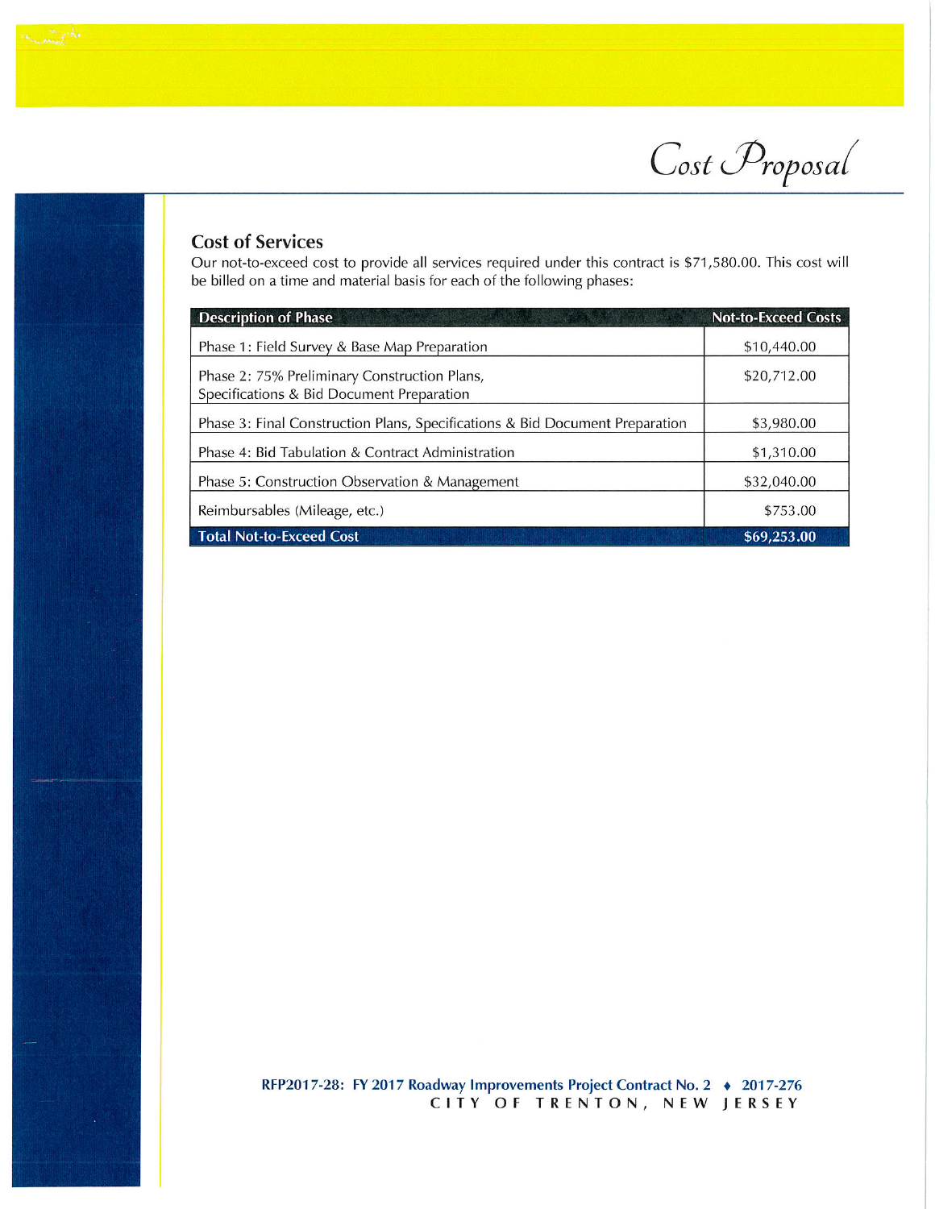# Cost Proposal

## Cost of Services

Our not-to-exceed cost to provide all services required under this contract is $71,580.00. This cost will be billed on a time and material basis for each of the following phases:

| Description of Phase | Not-to-Exceed Costs |
|---|---|
| Phase 1: Field Survey & Base Map Preparation | $10,440.00 |
| Phase 2: 75% Preliminary Construction Plans, Specifications & Bid Document Preparation | $20,712.00 |
| Phase 3: Final Construction Plans, Specifications & Bid Document Preparation | $3,980.00 |
| Phase 4: Bid Tabulation & Contract Administration | $1,310.00 |
| Phase 5: Construction Observation & Management | $32,040.00 |
| Reimbursables (Mileage, etc.) | $753.00 |
| **Total Not-to-Exceed Cost** | **$69,253.00** |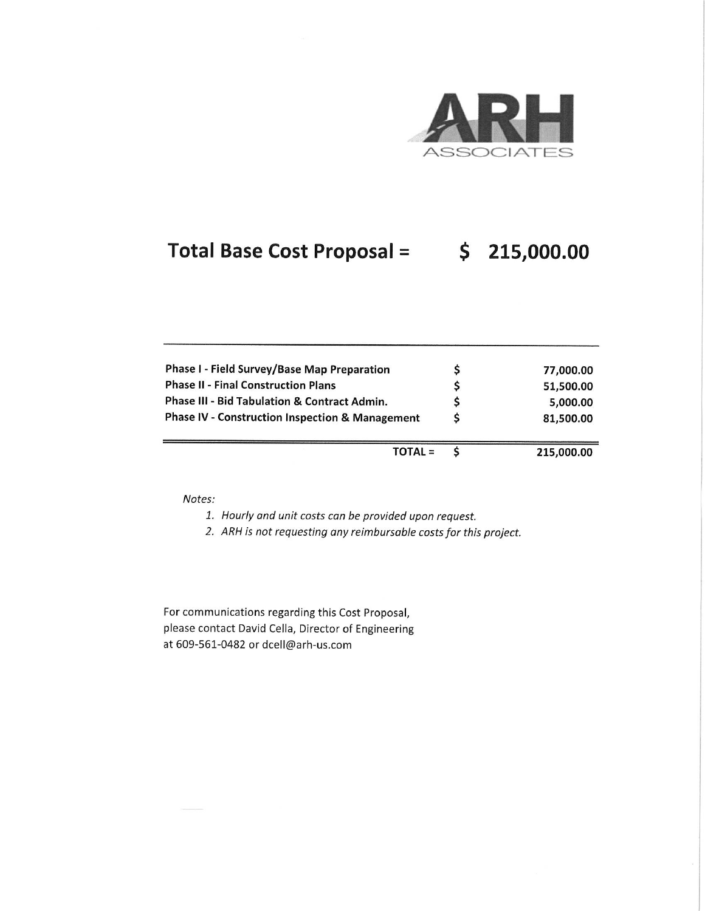ARH ASSOCIATES

## Total Base Cost Proposal = $ 215,000.00

| | | |
|---|---|---|
| **Phase I - Field Survey/Base Map Preparation** | $ | 77,000.00 |
| **Phase II - Final Construction Plans** | $ | 51,500.00 |
| **Phase III - Bid Tabulation & Contract Admin.** | $ | 5,000.00 |
| **Phase IV - Construction Inspection & Management** | $ | 81,500.00 |
| **TOTAL =** | $ | **215,000.00** |

*Notes:*

1. *Hourly and unit costs can be provided upon request.*
2. *ARH is not requesting any reimbursable costs for this project.*

For communications regarding this Cost Proposal, please contact David Cella, Director of Engineering at 609-561-0482 or dcell@arh-us.com